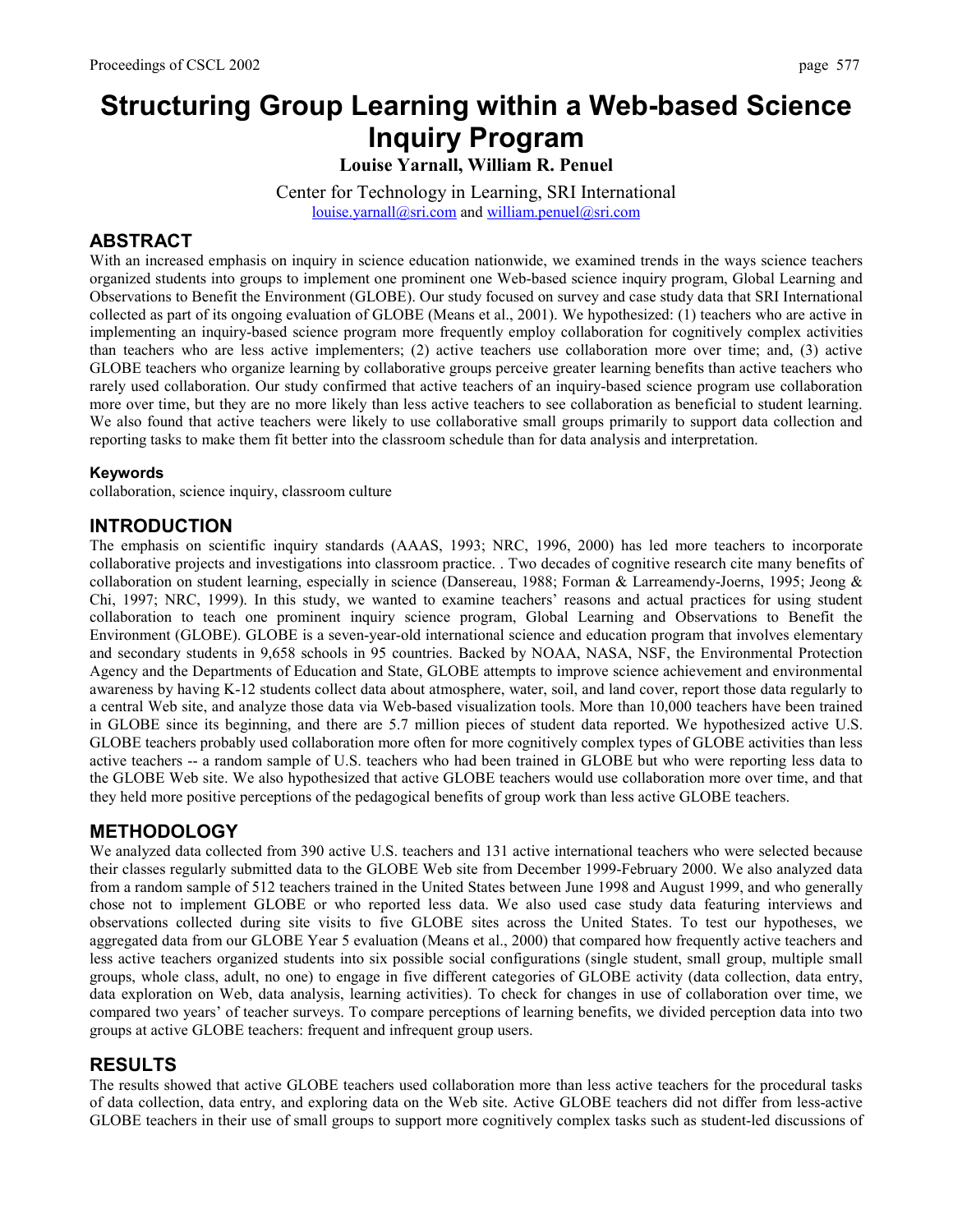# Structuring Group Learning within a Web-based Science Inquiry Program

**Louise Yarnall, William R. Penuel**

Center for Technology in Learning, SRI International
louise.yarnall@sri.com and william.penuel@sri.com

## ABSTRACT

With an increased emphasis on inquiry in science education nationwide, we examined trends in the ways science teachers organized students into groups to implement one prominent one Web-based science inquiry program, Global Learning and Observations to Benefit the Environment (GLOBE). Our study focused on survey and case study data that SRI International collected as part of its ongoing evaluation of GLOBE (Means et al., 2001). We hypothesized: (1) teachers who are active in implementing an inquiry-based science program more frequently employ collaboration for cognitively complex activities than teachers who are less active implementers; (2) active teachers use collaboration more over time; and, (3) active GLOBE teachers who organize learning by collaborative groups perceive greater learning benefits than active teachers who rarely used collaboration. Our study confirmed that active teachers of an inquiry-based science program use collaboration more over time, but they are no more likely than less active teachers to see collaboration as beneficial to student learning. We also found that active teachers were likely to use collaborative small groups primarily to support data collection and reporting tasks to make them fit better into the classroom schedule than for data analysis and interpretation.

### Keywords

collaboration, science inquiry, classroom culture

## INTRODUCTION

The emphasis on scientific inquiry standards (AAAS, 1993; NRC, 1996, 2000) has led more teachers to incorporate collaborative projects and investigations into classroom practice. . Two decades of cognitive research cite many benefits of collaboration on student learning, especially in science (Dansereau, 1988; Forman & Larreamendy-Joerns, 1995; Jeong & Chi, 1997; NRC, 1999). In this study, we wanted to examine teachers' reasons and actual practices for using student collaboration to teach one prominent inquiry science program, Global Learning and Observations to Benefit the Environment (GLOBE). GLOBE is a seven-year-old international science and education program that involves elementary and secondary students in 9,658 schools in 95 countries. Backed by NOAA, NASA, NSF, the Environmental Protection Agency and the Departments of Education and State, GLOBE attempts to improve science achievement and environmental awareness by having K-12 students collect data about atmosphere, water, soil, and land cover, report those data regularly to a central Web site, and analyze those data via Web-based visualization tools. More than 10,000 teachers have been trained in GLOBE since its beginning, and there are 5.7 million pieces of student data reported. We hypothesized active U.S. GLOBE teachers probably used collaboration more often for more cognitively complex types of GLOBE activities than less active teachers -- a random sample of U.S. teachers who had been trained in GLOBE but who were reporting less data to the GLOBE Web site. We also hypothesized that active GLOBE teachers would use collaboration more over time, and that they held more positive perceptions of the pedagogical benefits of group work than less active GLOBE teachers.

## METHODOLOGY

We analyzed data collected from 390 active U.S. teachers and 131 active international teachers who were selected because their classes regularly submitted data to the GLOBE Web site from December 1999-February 2000. We also analyzed data from a random sample of 512 teachers trained in the United States between June 1998 and August 1999, and who generally chose not to implement GLOBE or who reported less data. We also used case study data featuring interviews and observations collected during site visits to five GLOBE sites across the United States. To test our hypotheses, we aggregated data from our GLOBE Year 5 evaluation (Means et al., 2000) that compared how frequently active teachers and less active teachers organized students into six possible social configurations (single student, small group, multiple small groups, whole class, adult, no one) to engage in five different categories of GLOBE activity (data collection, data entry, data exploration on Web, data analysis, learning activities). To check for changes in use of collaboration over time, we compared two years' of teacher surveys. To compare perceptions of learning benefits, we divided perception data into two groups at active GLOBE teachers: frequent and infrequent group users.

## RESULTS

The results showed that active GLOBE teachers used collaboration more than less active teachers for the procedural tasks of data collection, data entry, and exploring data on the Web site. Active GLOBE teachers did not differ from less-active GLOBE teachers in their use of small groups to support more cognitively complex tasks such as student-led discussions of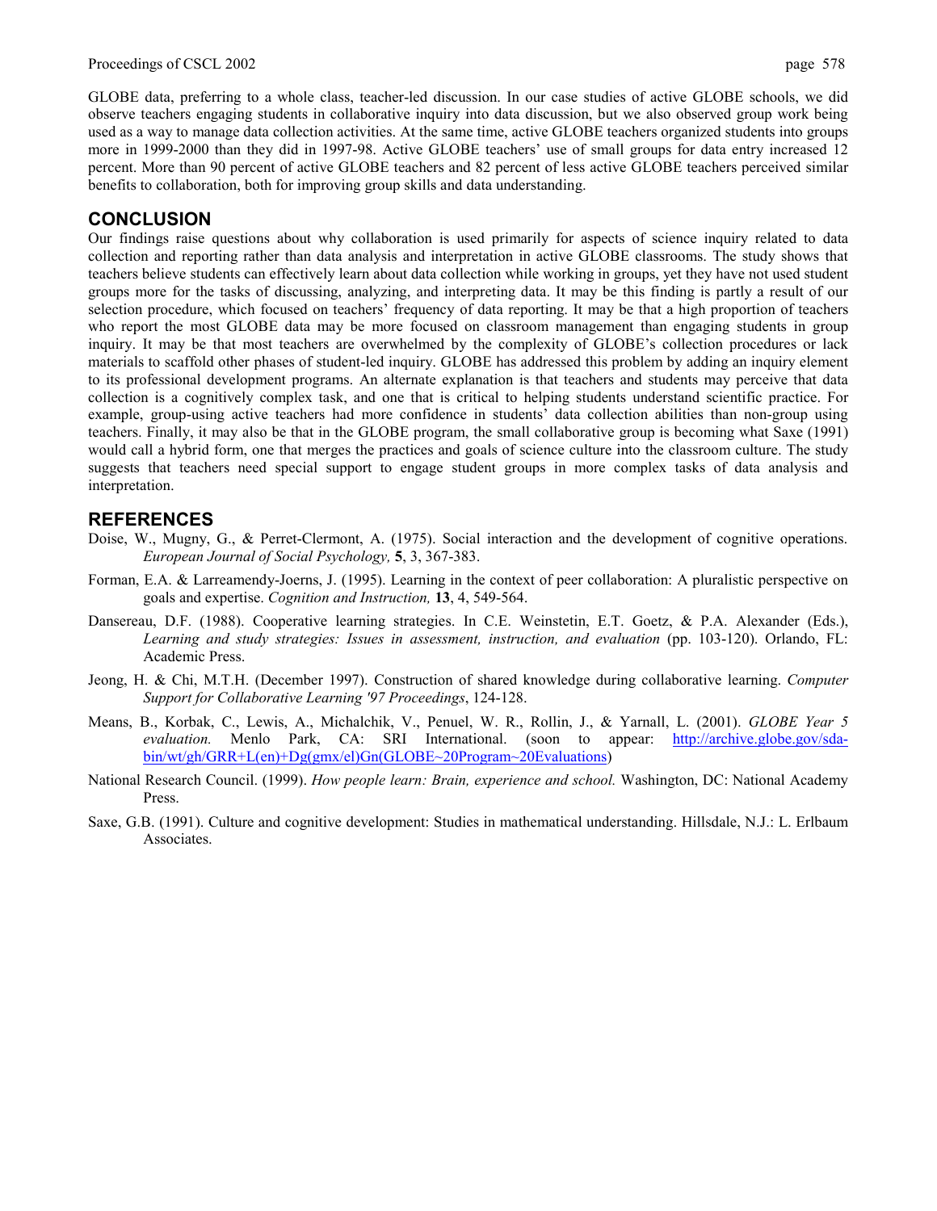GLOBE data, preferring to a whole class, teacher-led discussion. In our case studies of active GLOBE schools, we did observe teachers engaging students in collaborative inquiry into data discussion, but we also observed group work being used as a way to manage data collection activities. At the same time, active GLOBE teachers organized students into groups more in 1999-2000 than they did in 1997-98. Active GLOBE teachers' use of small groups for data entry increased 12 percent. More than 90 percent of active GLOBE teachers and 82 percent of less active GLOBE teachers perceived similar benefits to collaboration, both for improving group skills and data understanding.

## CONCLUSION

Our findings raise questions about why collaboration is used primarily for aspects of science inquiry related to data collection and reporting rather than data analysis and interpretation in active GLOBE classrooms. The study shows that teachers believe students can effectively learn about data collection while working in groups, yet they have not used student groups more for the tasks of discussing, analyzing, and interpreting data. It may be this finding is partly a result of our selection procedure, which focused on teachers' frequency of data reporting. It may be that a high proportion of teachers who report the most GLOBE data may be more focused on classroom management than engaging students in group inquiry. It may be that most teachers are overwhelmed by the complexity of GLOBE's collection procedures or lack materials to scaffold other phases of student-led inquiry. GLOBE has addressed this problem by adding an inquiry element to its professional development programs. An alternate explanation is that teachers and students may perceive that data collection is a cognitively complex task, and one that is critical to helping students understand scientific practice. For example, group-using active teachers had more confidence in students' data collection abilities than non-group using teachers. Finally, it may also be that in the GLOBE program, the small collaborative group is becoming what Saxe (1991) would call a hybrid form, one that merges the practices and goals of science culture into the classroom culture. The study suggests that teachers need special support to engage student groups in more complex tasks of data analysis and interpretation.

## REFERENCES

Doise, W., Mugny, G., & Perret-Clermont, A. (1975). Social interaction and the development of cognitive operations. *European Journal of Social Psychology,* **5**, 3, 367-383.

Forman, E.A. & Larreamendy-Joerns, J. (1995). Learning in the context of peer collaboration: A pluralistic perspective on goals and expertise. *Cognition and Instruction,* **13**, 4, 549-564.

Dansereau, D.F. (1988). Cooperative learning strategies. In C.E. Weinstetin, E.T. Goetz, & P.A. Alexander (Eds.), *Learning and study strategies: Issues in assessment, instruction, and evaluation* (pp. 103-120). Orlando, FL: Academic Press.

Jeong, H. & Chi, M.T.H. (December 1997). Construction of shared knowledge during collaborative learning. *Computer Support for Collaborative Learning '97 Proceedings*, 124-128.

Means, B., Korbak, C., Lewis, A., Michalchik, V., Penuel, W. R., Rollin, J., & Yarnall, L. (2001). *GLOBE Year 5 evaluation.* Menlo Park, CA: SRI International. (soon to appear: http://archive.globe.gov/sda-bin/wt/gh/GRR+L(en)+Dg(gmx/el)Gn(GLOBE~20Program~20Evaluations)

National Research Council. (1999). *How people learn: Brain, experience and school.* Washington, DC: National Academy Press.

Saxe, G.B. (1991). Culture and cognitive development: Studies in mathematical understanding. Hillsdale, N.J.: L. Erlbaum Associates.